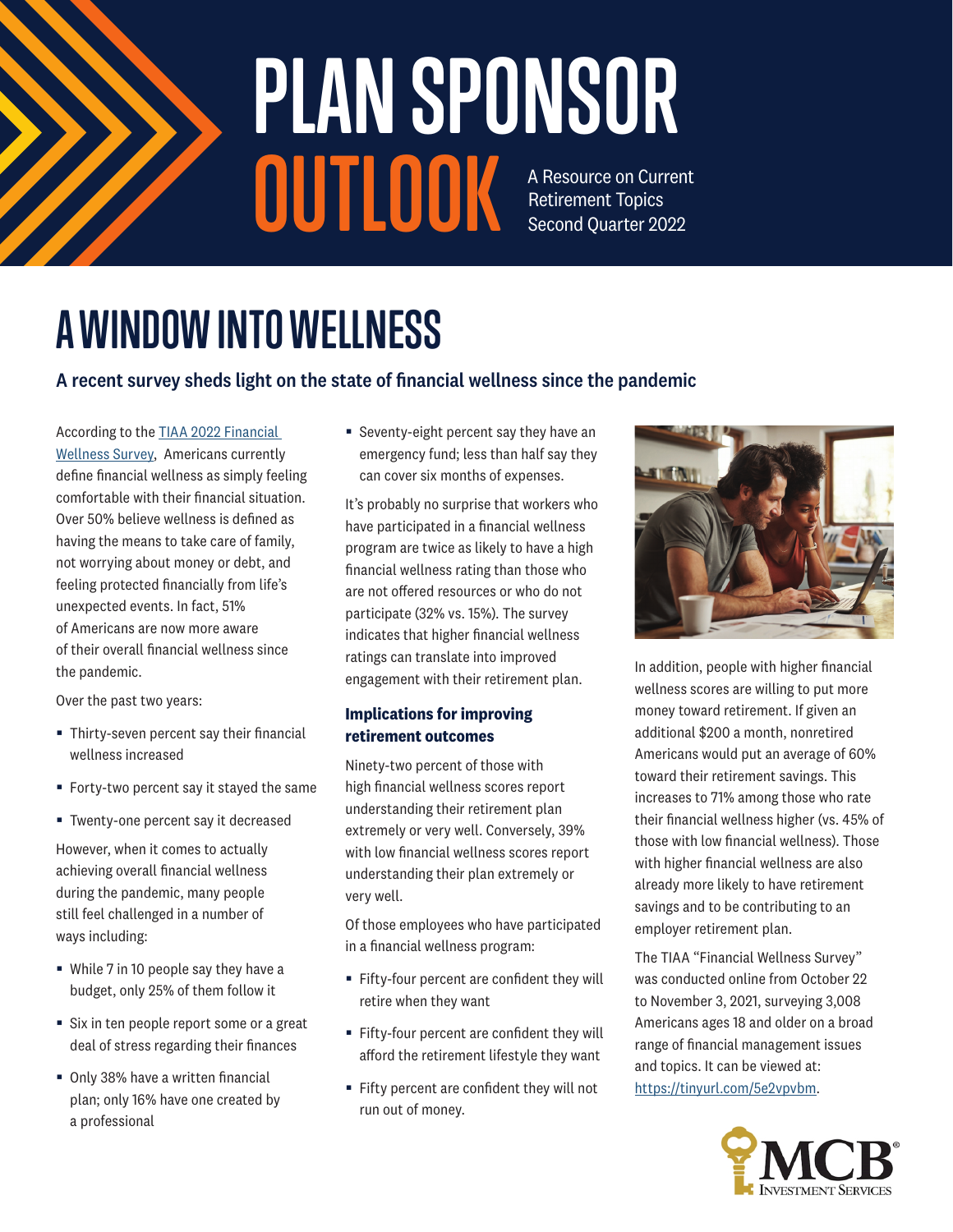# PLAN SPONSOR OUTLOOK

A Resource on Current Retirement Topics
Second Quarter 2022

## A WINDOW INTO WELLNESS

### A recent survey sheds light on the state of financial wellness since the pandemic

According to the TIAA 2022 Financial Wellness Survey, Americans currently define financial wellness as simply feeling comfortable with their financial situation. Over 50% believe wellness is defined as having the means to take care of family, not worrying about money or debt, and feeling protected financially from life's unexpected events. In fact, 51% of Americans are now more aware of their overall financial wellness since the pandemic.

Over the past two years:

- Thirty-seven percent say their financial wellness increased
- Forty-two percent say it stayed the same
- Twenty-one percent say it decreased

However, when it comes to actually achieving overall financial wellness during the pandemic, many people still feel challenged in a number of ways including:

- While 7 in 10 people say they have a budget, only 25% of them follow it
- Six in ten people report some or a great deal of stress regarding their finances
- Only 38% have a written financial plan; only 16% have one created by a professional
- Seventy-eight percent say they have an emergency fund; less than half say they can cover six months of expenses.

It's probably no surprise that workers who have participated in a financial wellness program are twice as likely to have a high financial wellness rating than those who are not offered resources or who do not participate (32% vs. 15%). The survey indicates that higher financial wellness ratings can translate into improved engagement with their retirement plan.

#### Implications for improving retirement outcomes

Ninety-two percent of those with high financial wellness scores report understanding their retirement plan extremely or very well. Conversely, 39% with low financial wellness scores report understanding their plan extremely or very well.

Of those employees who have participated in a financial wellness program:

- Fifty-four percent are confident they will retire when they want
- Fifty-four percent are confident they will afford the retirement lifestyle they want
- Fifty percent are confident they will not run out of money.

In addition, people with higher financial wellness scores are willing to put more money toward retirement. If given an additional $200 a month, nonretired Americans would put an average of 60% toward their retirement savings. This increases to 71% among those who rate their financial wellness higher (vs. 45% of those with low financial wellness). Those with higher financial wellness are also already more likely to have retirement savings and to be contributing to an employer retirement plan.

The TIAA "Financial Wellness Survey" was conducted online from October 22 to November 3, 2021, surveying 3,008 Americans ages 18 and older on a broad range of financial management issues and topics. It can be viewed at: https://tinyurl.com/5e2vpvbm.

MCB Investment Services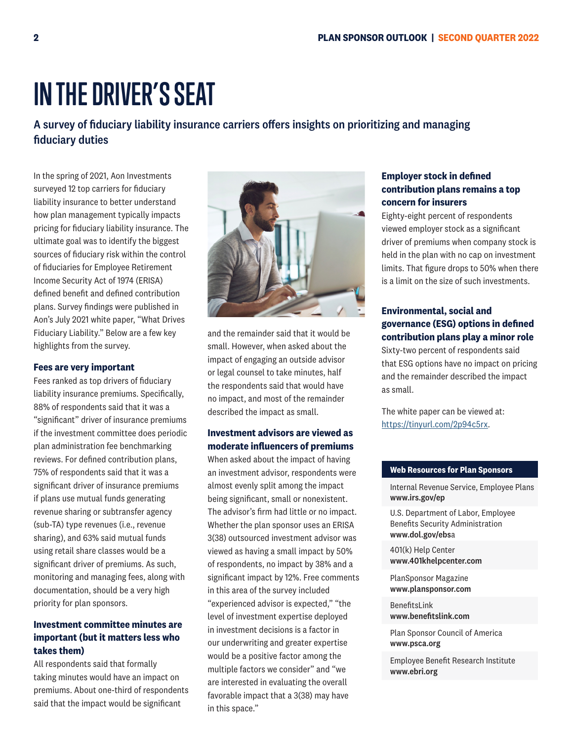# IN THE DRIVER'S SEAT

## A survey of fiduciary liability insurance carriers offers insights on prioritizing and managing fiduciary duties

In the spring of 2021, Aon Investments surveyed 12 top carriers for fiduciary liability insurance to better understand how plan management typically impacts pricing for fiduciary liability insurance. The ultimate goal was to identify the biggest sources of fiduciary risk within the control of fiduciaries for Employee Retirement Income Security Act of 1974 (ERISA) defined benefit and defined contribution plans. Survey findings were published in Aon's July 2021 white paper, "What Drives Fiduciary Liability." Below are a few key highlights from the survey.

### Fees are very important

Fees ranked as top drivers of fiduciary liability insurance premiums. Specifically, 88% of respondents said that it was a "significant" driver of insurance premiums if the investment committee does periodic plan administration fee benchmarking reviews. For defined contribution plans, 75% of respondents said that it was a significant driver of insurance premiums if plans use mutual funds generating revenue sharing or subtransfer agency (sub-TA) type revenues (i.e., revenue sharing), and 63% said mutual funds using retail share classes would be a significant driver of premiums. As such, monitoring and managing fees, along with documentation, should be a very high priority for plan sponsors.

### Investment committee minutes are important (but it matters less who takes them)

All respondents said that formally taking minutes would have an impact on premiums. About one-third of respondents said that the impact would be significant and the remainder said that it would be small. However, when asked about the impact of engaging an outside advisor or legal counsel to take minutes, half the respondents said that would have no impact, and most of the remainder described the impact as small.

### Investment advisors are viewed as moderate influencers of premiums

When asked about the impact of having an investment advisor, respondents were almost evenly split among the impact being significant, small or nonexistent. The advisor's firm had little or no impact. Whether the plan sponsor uses an ERISA 3(38) outsourced investment advisor was viewed as having a small impact by 50% of respondents, no impact by 38% and a significant impact by 12%. Free comments in this area of the survey included "experienced advisor is expected," "the level of investment expertise deployed in investment decisions is a factor in our underwriting and greater expertise would be a positive factor among the multiple factors we consider" and "we are interested in evaluating the overall favorable impact that a 3(38) may have in this space."

### Employer stock in defined contribution plans remains a top concern for insurers

Eighty-eight percent of respondents viewed employer stock as a significant driver of premiums when company stock is held in the plan with no cap on investment limits. That figure drops to 50% when there is a limit on the size of such investments.

### Environmental, social and governance (ESG) options in defined contribution plans play a minor role

Sixty-two percent of respondents said that ESG options have no impact on pricing and the remainder described the impact as small.

The white paper can be viewed at: https://tinyurl.com/2p94c5rx.

**Web Resources for Plan Sponsors**

Internal Revenue Service, Employee Plans
**www.irs.gov/ep**

U.S. Department of Labor, Employee Benefits Security Administration
**www.dol.gov/ebsa**

401(k) Help Center
**www.401khelpcenter.com**

PlanSponsor Magazine
**www.plansponsor.com**

BenefitsLink
**www.benefitslink.com**

Plan Sponsor Council of America
**www.psca.org**

Employee Benefit Research Institute
**www.ebri.org**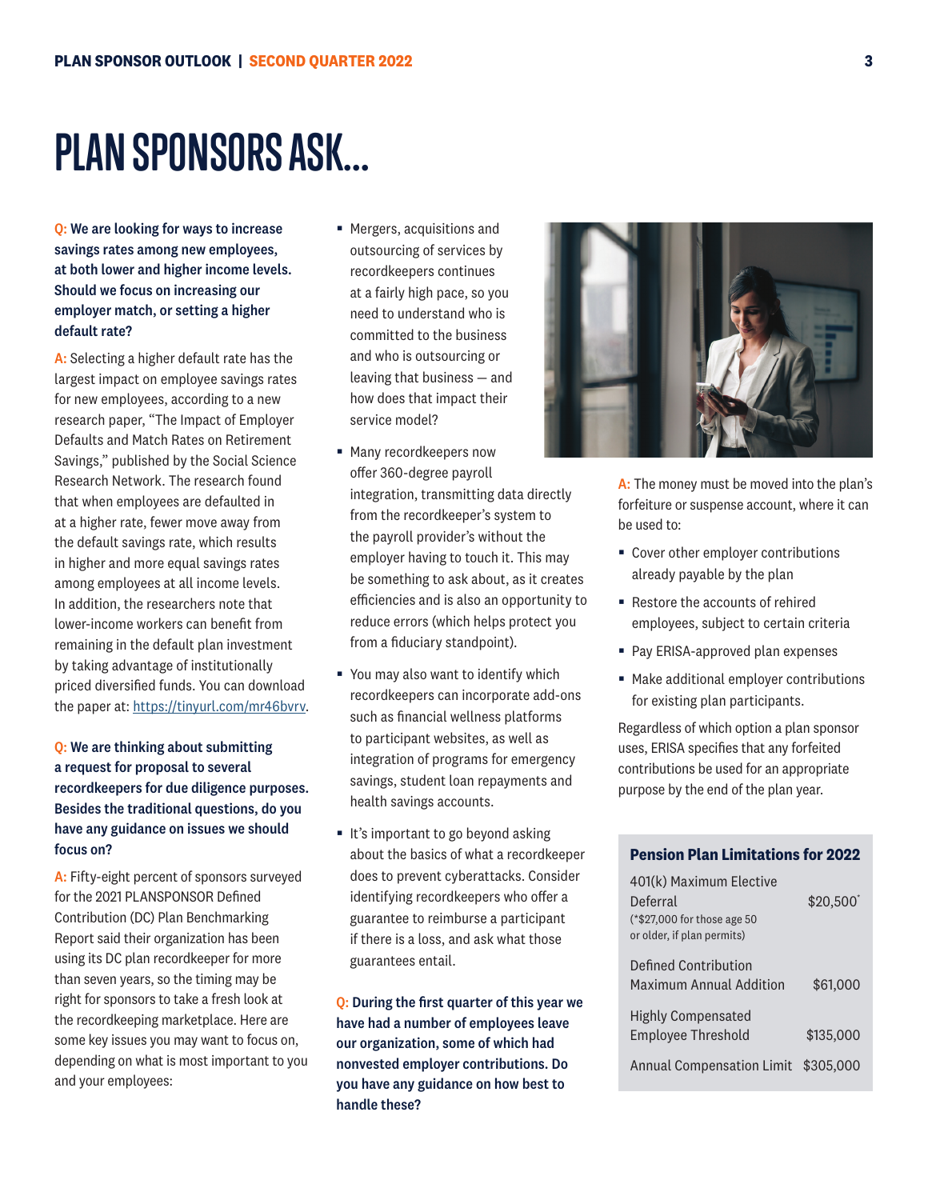# PLAN SPONSORS ASK...

**Q: We are looking for ways to increase savings rates among new employees, at both lower and higher income levels. Should we focus on increasing our employer match, or setting a higher default rate?**

A: Selecting a higher default rate has the largest impact on employee savings rates for new employees, according to a new research paper, "The Impact of Employer Defaults and Match Rates on Retirement Savings," published by the Social Science Research Network. The research found that when employees are defaulted in at a higher rate, fewer move away from the default savings rate, which results in higher and more equal savings rates among employees at all income levels. In addition, the researchers note that lower-income workers can benefit from remaining in the default plan investment by taking advantage of institutionally priced diversified funds. You can download the paper at: https://tinyurl.com/mr46bvrv.

**Q: We are thinking about submitting a request for proposal to several recordkeepers for due diligence purposes. Besides the traditional questions, do you have any guidance on issues we should focus on?**

A: Fifty-eight percent of sponsors surveyed for the 2021 PLANSPONSOR Defined Contribution (DC) Plan Benchmarking Report said their organization has been using its DC plan recordkeeper for more than seven years, so the timing may be right for sponsors to take a fresh look at the recordkeeping marketplace. Here are some key issues you may want to focus on, depending on what is most important to you and your employees:

- Mergers, acquisitions and outsourcing of services by recordkeepers continues at a fairly high pace, so you need to understand who is committed to the business and who is outsourcing or leaving that business — and how does that impact their service model?
- Many recordkeepers now offer 360-degree payroll integration, transmitting data directly from the recordkeeper's system to the payroll provider's without the employer having to touch it. This may be something to ask about, as it creates efficiencies and is also an opportunity to reduce errors (which helps protect you from a fiduciary standpoint).
- You may also want to identify which recordkeepers can incorporate add-ons such as financial wellness platforms to participant websites, as well as integration of programs for emergency savings, student loan repayments and health savings accounts.
- It's important to go beyond asking about the basics of what a recordkeeper does to prevent cyberattacks. Consider identifying recordkeepers who offer a guarantee to reimburse a participant if there is a loss, and ask what those guarantees entail.

**Q: During the first quarter of this year we have had a number of employees leave our organization, some of which had nonvested employer contributions. Do you have any guidance on how best to handle these?**

A: The money must be moved into the plan's forfeiture or suspense account, where it can be used to:

- Cover other employer contributions already payable by the plan
- Restore the accounts of rehired employees, subject to certain criteria
- Pay ERISA-approved plan expenses
- Make additional employer contributions for existing plan participants.

Regardless of which option a plan sponsor uses, ERISA specifies that any forfeited contributions be used for an appropriate purpose by the end of the plan year.

| Pension Plan Limitations for 2022 | |
|---|---|
| 401(k) Maximum Elective Deferral (*$27,000 for those age 50 or older, if plan permits) | $20,500* |
| Defined Contribution Maximum Annual Addition | $61,000 |
| Highly Compensated Employee Threshold | $135,000 |
| Annual Compensation Limit | $305,000 |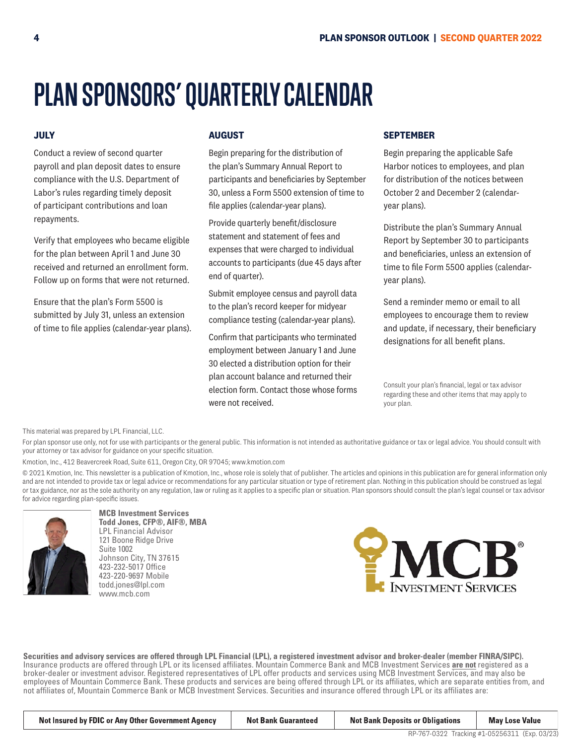# PLAN SPONSORS' QUARTERLY CALENDAR

### JULY

Conduct a review of second quarter payroll and plan deposit dates to ensure compliance with the U.S. Department of Labor's rules regarding timely deposit of participant contributions and loan repayments.

Verify that employees who became eligible for the plan between April 1 and June 30 received and returned an enrollment form. Follow up on forms that were not returned.

Ensure that the plan's Form 5500 is submitted by July 31, unless an extension of time to file applies (calendar-year plans).

### AUGUST

Begin preparing for the distribution of the plan's Summary Annual Report to participants and beneficiaries by September 30, unless a Form 5500 extension of time to file applies (calendar-year plans).

Provide quarterly benefit/disclosure statement and statement of fees and expenses that were charged to individual accounts to participants (due 45 days after end of quarter).

Submit employee census and payroll data to the plan's record keeper for midyear compliance testing (calendar-year plans).

Confirm that participants who terminated employment between January 1 and June 30 elected a distribution option for their plan account balance and returned their election form. Contact those whose forms were not received.

### SEPTEMBER

Begin preparing the applicable Safe Harbor notices to employees, and plan for distribution of the notices between October 2 and December 2 (calendar-year plans).

Distribute the plan's Summary Annual Report by September 30 to participants and beneficiaries, unless an extension of time to file Form 5500 applies (calendar-year plans).

Send a reminder memo or email to all employees to encourage them to review and update, if necessary, their beneficiary designations for all benefit plans.

Consult your plan's financial, legal or tax advisor regarding these and other items that may apply to your plan.

This material was prepared by LPL Financial, LLC.

For plan sponsor use only, not for use with participants or the general public. This information is not intended as authoritative guidance or tax or legal advice. You should consult with your attorney or tax advisor for guidance on your specific situation.

Kmotion, Inc., 412 Beavercreek Road, Suite 611, Oregon City, OR 97045; www.kmotion.com

© 2021 Kmotion, Inc. This newsletter is a publication of Kmotion, Inc., whose role is solely that of publisher. The articles and opinions in this publication are for general information only and are not intended to provide tax or legal advice or recommendations for any particular situation or type of retirement plan. Nothing in this publication should be construed as legal or tax guidance, nor as the sole authority on any regulation, law or ruling as it applies to a specific plan or situation. Plan sponsors should consult the plan's legal counsel or tax advisor for advice regarding plan-specific issues.

**MCB Investment Services**
**Todd Jones, CFP®, AIF®, MBA**
LPL Financial Advisor
121 Boone Ridge Drive
Suite 1002
Johnson City, TN 37615
423-232-5017 Office
423-220-9697 Mobile
todd.jones@lpl.com
www.mcb.com

MCB® Investment Services

**Securities and advisory services are offered through LPL Financial (LPL), a registered investment advisor and broker-dealer (member FINRA/SIPC).** Insurance products are offered through LPL or its licensed affiliates. Mountain Commerce Bank and MCB Investment Services **are not** registered as a broker-dealer or investment advisor. Registered representatives of LPL offer products and services using MCB Investment Services, and may also be employees of Mountain Commerce Bank. These products and services are being offered through LPL or its affiliates, which are separate entities from, and not affiliates of, Mountain Commerce Bank or MCB Investment Services. Securities and insurance offered through LPL or its affiliates are:

| | | | |
|---|---|---|---|
| **Not Insured by FDIC or Any Other Government Agency** | **Not Bank Guaranteed** | **Not Bank Deposits or Obligations** | **May Lose Value** |

RP-767-0322 Tracking #1-05256311 (Exp. 03/23)